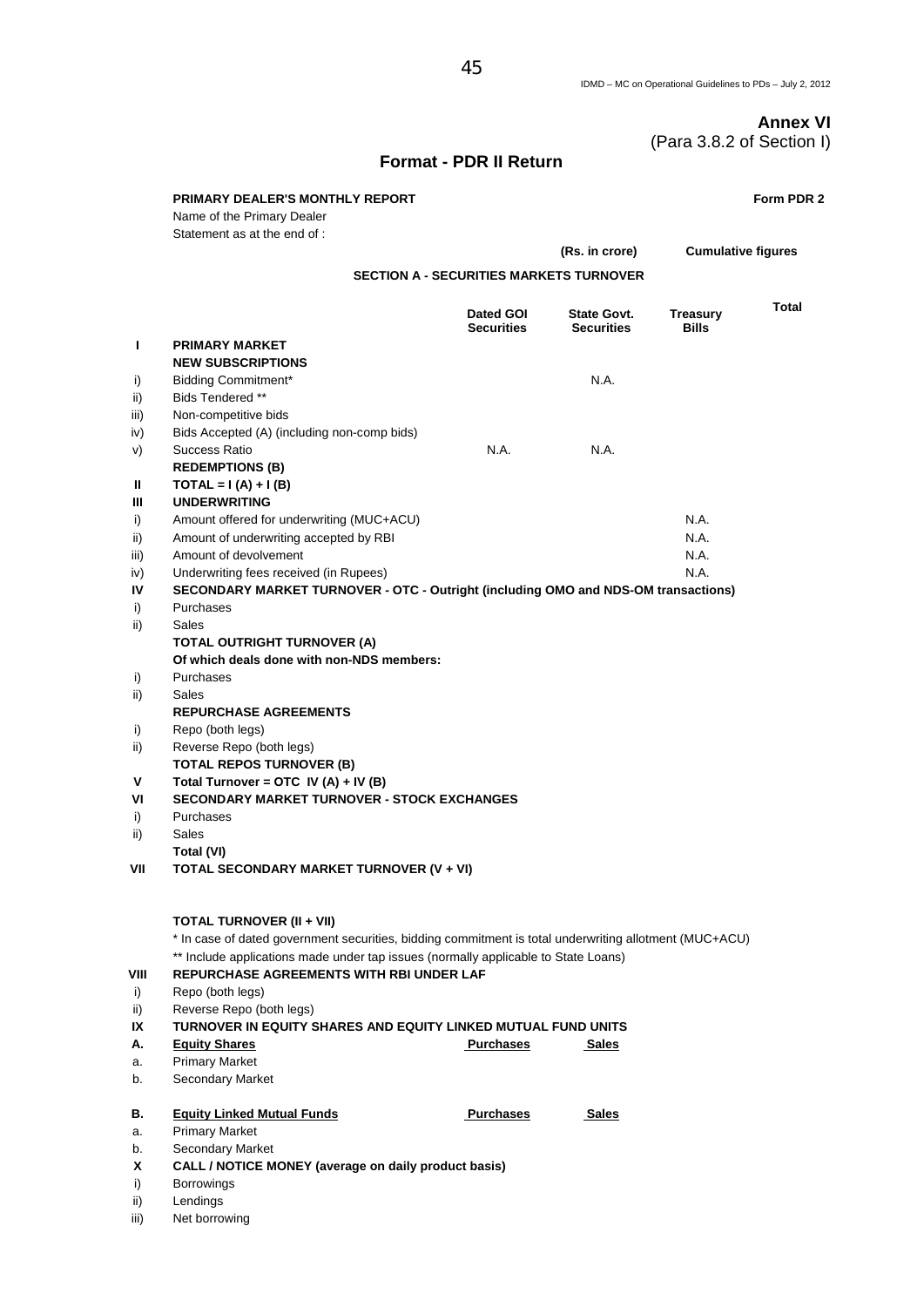**Annex VI**
(Para 3.8.2 of Section I)

## Format - PDR II Return

**PRIMARY DEALER'S MONTHLY REPORT** **Form PDR 2**

Name of the Primary Dealer

Statement as at the end of :

**(Rs. in crore)** **Cumulative figures**

### SECTION A - SECURITIES MARKETS TURNOVER

| | | Dated GOI Securities | State Govt. Securities | Treasury Bills | Total |
|---|---|---|---|---|---|
| **I** | **PRIMARY MARKET** | | | | |
| | **NEW SUBSCRIPTIONS** | | | | |
| i) | Bidding Commitment* | | N.A. | | |
| ii) | Bids Tendered ** | | | | |
| iii) | Non-competitive bids | | | | |
| iv) | Bids Accepted (A) (including non-comp bids) | | | | |
| v) | Success Ratio | N.A. | N.A. | | |
| | **REDEMPTIONS (B)** | | | | |
| **II** | **TOTAL = I (A) + I (B)** | | | | |
| **III** | **UNDERWRITING** | | | | |
| i) | Amount offered for underwriting (MUC+ACU) | | | N.A. | |
| ii) | Amount of underwriting accepted by RBI | | | N.A. | |
| iii) | Amount of devolvement | | | N.A. | |
| iv) | Underwriting fees received (in Rupees) | | | N.A. | |
| **IV** | **SECONDARY MARKET TURNOVER - OTC - Outright (including OMO and NDS-OM transactions)** | | | | |
| i) | Purchases | | | | |
| ii) | Sales | | | | |
| | **TOTAL OUTRIGHT TURNOVER (A)** | | | | |
| | **Of which deals done with non-NDS members:** | | | | |
| i) | Purchases | | | | |
| ii) | Sales | | | | |
| | **REPURCHASE AGREEMENTS** | | | | |
| i) | Repo (both legs) | | | | |
| ii) | Reverse Repo (both legs) | | | | |
| | **TOTAL REPOS TURNOVER (B)** | | | | |
| **V** | **Total Turnover = OTC IV (A) + IV (B)** | | | | |
| **VI** | **SECONDARY MARKET TURNOVER - STOCK EXCHANGES** | | | | |
| i) | Purchases | | | | |
| ii) | Sales | | | | |
| | **Total (VI)** | | | | |
| **VII** | **TOTAL SECONDARY MARKET TURNOVER (V + VI)** | | | | |
| | | | | | |
| | **TOTAL TURNOVER (II + VII)** | | | | |

\* In case of dated government securities, bidding commitment is total underwriting allotment (MUC+ACU)

** Include applications made under tap issues (normally applicable to State Loans)

| | | | | | |
|---|---|---|---|---|---|
| **VIII** | **REPURCHASE AGREEMENTS WITH RBI UNDER LAF** | | | | |
| i) | Repo (both legs) | | | | |
| ii) | Reverse Repo (both legs) | | | | |
| **IX** | **TURNOVER IN EQUITY SHARES AND EQUITY LINKED MUTUAL FUND UNITS** | | | | |
| **A.** | **Equity Shares** | **Purchases** | **Sales** | | |
| a. | Primary Market | | | | |
| b. | Secondary Market | | | | |
| **B.** | **Equity Linked Mutual Funds** | **Purchases** | **Sales** | | |
| a. | Primary Market | | | | |
| b. | Secondary Market | | | | |
| **X** | **CALL / NOTICE MONEY (average on daily product basis)** | | | | |
| i) | Borrowings | | | | |
| ii) | Lendings | | | | |
| iii) | Net borrowing | | | | |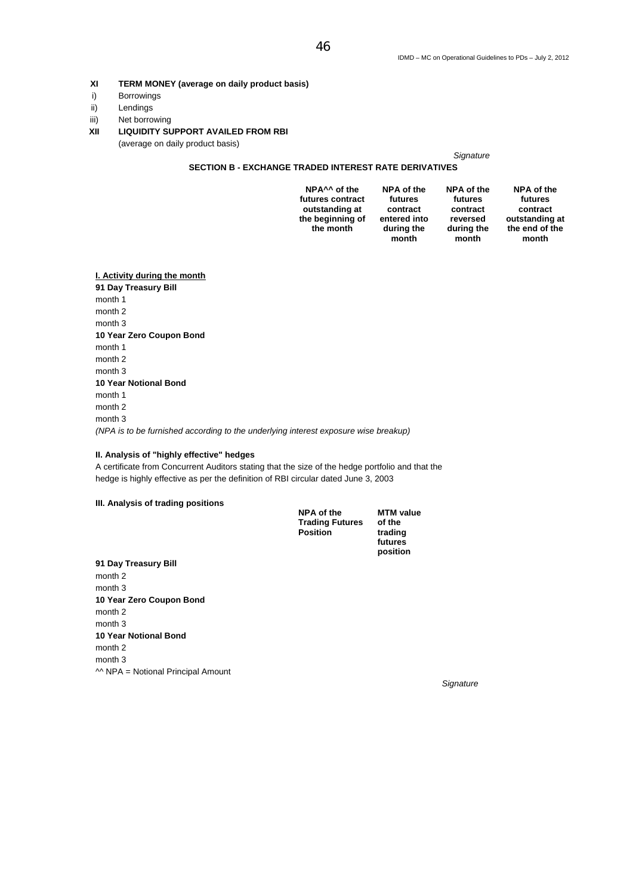**XI TERM MONEY (average on daily product basis)**

i) Borrowings

ii) Lendings

iii) Net borrowing

**XII LIQUIDITY SUPPORT AVAILED FROM RBI**

(average on daily product basis)

*Signature*

**SECTION B - EXCHANGE TRADED INTEREST RATE DERIVATIVES**

| | NPA^^ of the futures contract outstanding at the beginning of the month | NPA of the futures contract entered into during the month | NPA of the futures contract reversed during the month | NPA of the futures contract outstanding at the end of the month |
|---|---|---|---|---|
| **<u>I. Activity during the month</u>** | | | | |
| **91 Day Treasury Bill** | | | | |
| month 1 | | | | |
| month 2 | | | | |
| month 3 | | | | |
| **10 Year Zero Coupon Bond** | | | | |
| month 1 | | | | |
| month 2 | | | | |
| month 3 | | | | |
| **10 Year Notional Bond** | | | | |
| month 1 | | | | |
| month 2 | | | | |
| month 3 | | | | |

*(NPA is to be furnished according to the underlying interest exposure wise breakup)*

**II. Analysis of "highly effective" hedges**

A certificate from Concurrent Auditors stating that the size of the hedge portfolio and that the hedge is highly effective as per the definition of RBI circular dated June 3, 2003

**III. Analysis of trading positions**

| | NPA of the Trading Futures Position | MTM value of the trading futures position |
|---|---|---|
| **91 Day Treasury Bill** | | |
| month 2 | | |
| month 3 | | |
| **10 Year Zero Coupon Bond** | | |
| month 2 | | |
| month 3 | | |
| **10 Year Notional Bond** | | |
| month 2 | | |
| month 3 | | |

^^ NPA = Notional Principal Amount

*Signature*